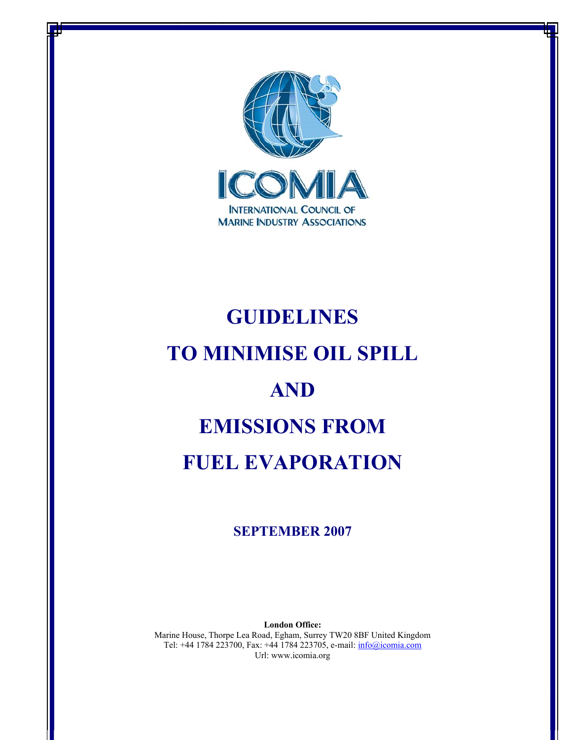ICOMIA

INTERNATIONAL COUNCIL OF MARINE INDUSTRY ASSOCIATIONS

# GUIDELINES TO MINIMISE OIL SPILL AND EMISSIONS FROM FUEL EVAPORATION

**SEPTEMBER 2007**

**London Office:**
Marine House, Thorpe Lea Road, Egham, Surrey TW20 8BF United Kingdom
Tel: +44 1784 223700, Fax: +44 1784 223705, e-mail: info@icomia.com
Url: www.icomia.org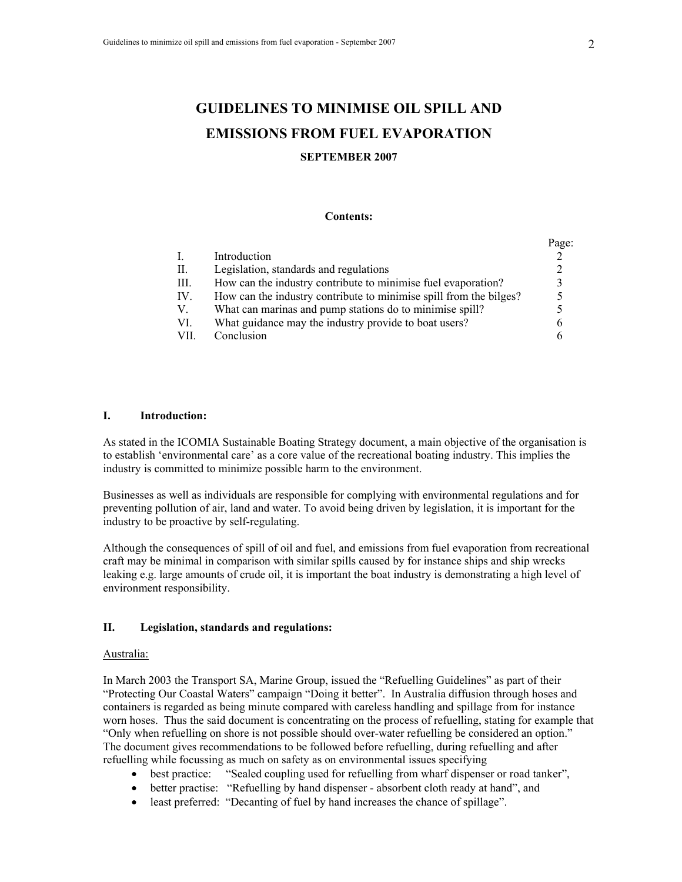# GUIDELINES TO MINIMISE OIL SPILL AND EMISSIONS FROM FUEL EVAPORATION

**SEPTEMBER 2007**

**Contents:**

| | | Page: |
|---|---|---|
| I. | Introduction | 2 |
| II. | Legislation, standards and regulations | 2 |
| III. | How can the industry contribute to minimise fuel evaporation? | 3 |
| IV. | How can the industry contribute to minimise spill from the bilges? | 5 |
| V. | What can marinas and pump stations do to minimise spill? | 5 |
| VI. | What guidance may the industry provide to boat users? | 6 |
| VII. | Conclusion | 6 |

## I. Introduction:

As stated in the ICOMIA Sustainable Boating Strategy document, a main objective of the organisation is to establish 'environmental care' as a core value of the recreational boating industry. This implies the industry is committed to minimize possible harm to the environment.

Businesses as well as individuals are responsible for complying with environmental regulations and for preventing pollution of air, land and water. To avoid being driven by legislation, it is important for the industry to be proactive by self-regulating.

Although the consequences of spill of oil and fuel, and emissions from fuel evaporation from recreational craft may be minimal in comparison with similar spills caused by for instance ships and ship wrecks leaking e.g. large amounts of crude oil, it is important the boat industry is demonstrating a high level of environment responsibility.

## II. Legislation, standards and regulations:

Australia:

In March 2003 the Transport SA, Marine Group, issued the "Refuelling Guidelines" as part of their "Protecting Our Coastal Waters" campaign "Doing it better". In Australia diffusion through hoses and containers is regarded as being minute compared with careless handling and spillage from for instance worn hoses. Thus the said document is concentrating on the process of refuelling, stating for example that "Only when refuelling on shore is not possible should over-water refuelling be considered an option." The document gives recommendations to be followed before refuelling, during refuelling and after refuelling while focussing as much on safety as on environmental issues specifying

- best practice: "Sealed coupling used for refuelling from wharf dispenser or road tanker",
- better practise: "Refuelling by hand dispenser - absorbent cloth ready at hand", and
- least preferred: "Decanting of fuel by hand increases the chance of spillage".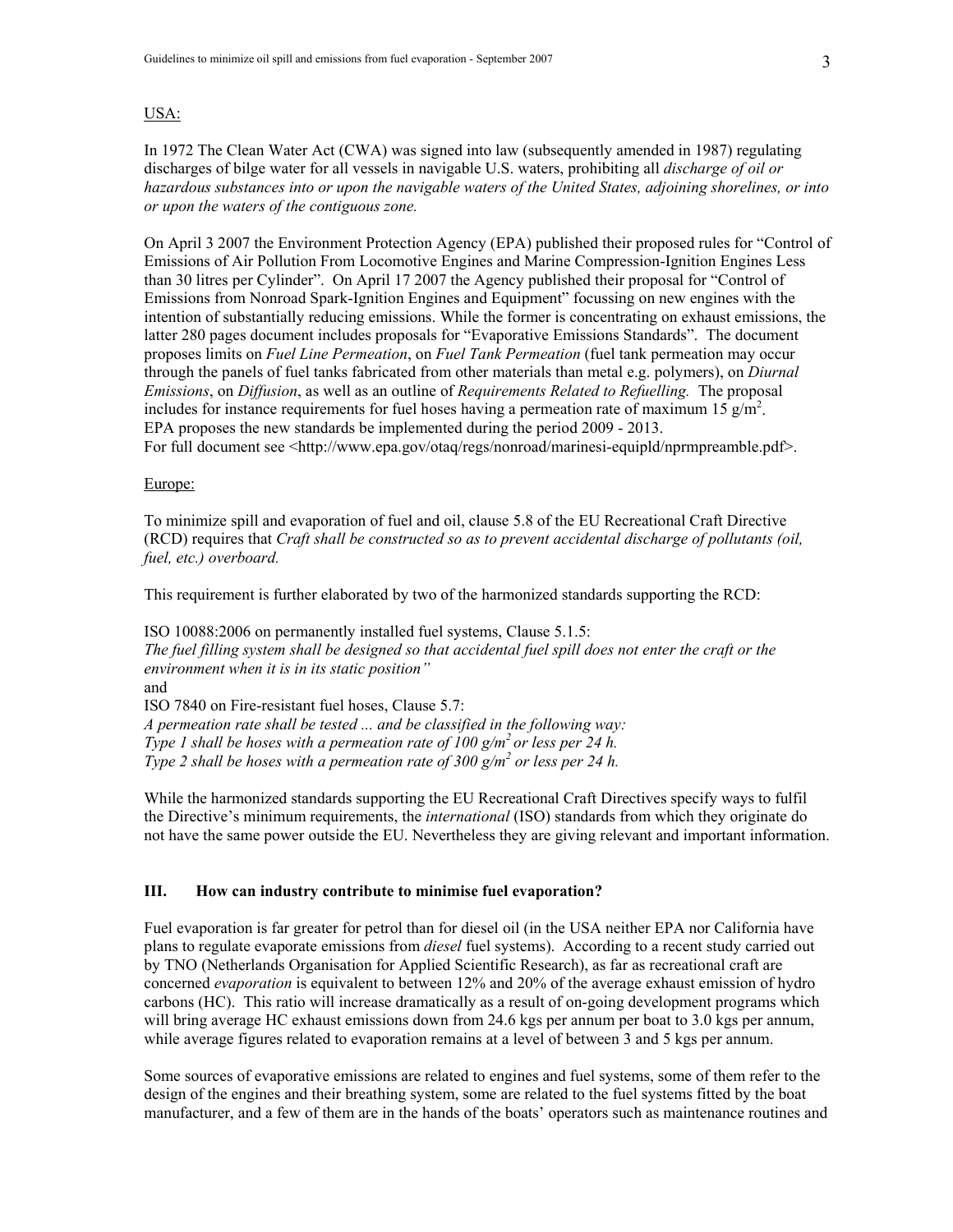USA:

In 1972 The Clean Water Act (CWA) was signed into law (subsequently amended in 1987) regulating discharges of bilge water for all vessels in navigable U.S. waters, prohibiting all *discharge of oil or hazardous substances into or upon the navigable waters of the United States, adjoining shorelines, or into or upon the waters of the contiguous zone.*

On April 3 2007 the Environment Protection Agency (EPA) published their proposed rules for "Control of Emissions of Air Pollution From Locomotive Engines and Marine Compression-Ignition Engines Less than 30 litres per Cylinder". On April 17 2007 the Agency published their proposal for "Control of Emissions from Nonroad Spark-Ignition Engines and Equipment" focussing on new engines with the intention of substantially reducing emissions. While the former is concentrating on exhaust emissions, the latter 280 pages document includes proposals for "Evaporative Emissions Standards". The document proposes limits on *Fuel Line Permeation*, on *Fuel Tank Permeation* (fuel tank permeation may occur through the panels of fuel tanks fabricated from other materials than metal e.g. polymers), on *Diurnal Emissions*, on *Diffusion*, as well as an outline of *Requirements Related to Refuelling.* The proposal includes for instance requirements for fuel hoses having a permeation rate of maximum 15 $g/m^2$. EPA proposes the new standards be implemented during the period 2009 - 2013.
For full document see <http://www.epa.gov/otaq/regs/nonroad/marinesi-equipld/nprmpreamble.pdf>.

Europe:

To minimize spill and evaporation of fuel and oil, clause 5.8 of the EU Recreational Craft Directive (RCD) requires that *Craft shall be constructed so as to prevent accidental discharge of pollutants (oil, fuel, etc.) overboard.*

This requirement is further elaborated by two of the harmonized standards supporting the RCD:

ISO 10088:2006 on permanently installed fuel systems, Clause 5.1.5:
*The fuel filling system shall be designed so that accidental fuel spill does not enter the craft or the environment when it is in its static position"*
and
ISO 7840 on Fire-resistant fuel hoses, Clause 5.7:
*A permeation rate shall be tested ... and be classified in the following way:*
*Type 1 shall be hoses with a permeation rate of 100 $g/m^2$ or less per 24 h.*
*Type 2 shall be hoses with a permeation rate of 300 $g/m^2$ or less per 24 h.*

While the harmonized standards supporting the EU Recreational Craft Directives specify ways to fulfil the Directive's minimum requirements, the *international* (ISO) standards from which they originate do not have the same power outside the EU. Nevertheless they are giving relevant and important information.

## III. How can industry contribute to minimise fuel evaporation?

Fuel evaporation is far greater for petrol than for diesel oil (in the USA neither EPA nor California have plans to regulate evaporate emissions from *diesel* fuel systems). According to a recent study carried out by TNO (Netherlands Organisation for Applied Scientific Research), as far as recreational craft are concerned *evaporation* is equivalent to between 12% and 20% of the average exhaust emission of hydro carbons (HC). This ratio will increase dramatically as a result of on-going development programs which will bring average HC exhaust emissions down from 24.6 kgs per annum per boat to 3.0 kgs per annum, while average figures related to evaporation remains at a level of between 3 and 5 kgs per annum.

Some sources of evaporative emissions are related to engines and fuel systems, some of them refer to the design of the engines and their breathing system, some are related to the fuel systems fitted by the boat manufacturer, and a few of them are in the hands of the boats' operators such as maintenance routines and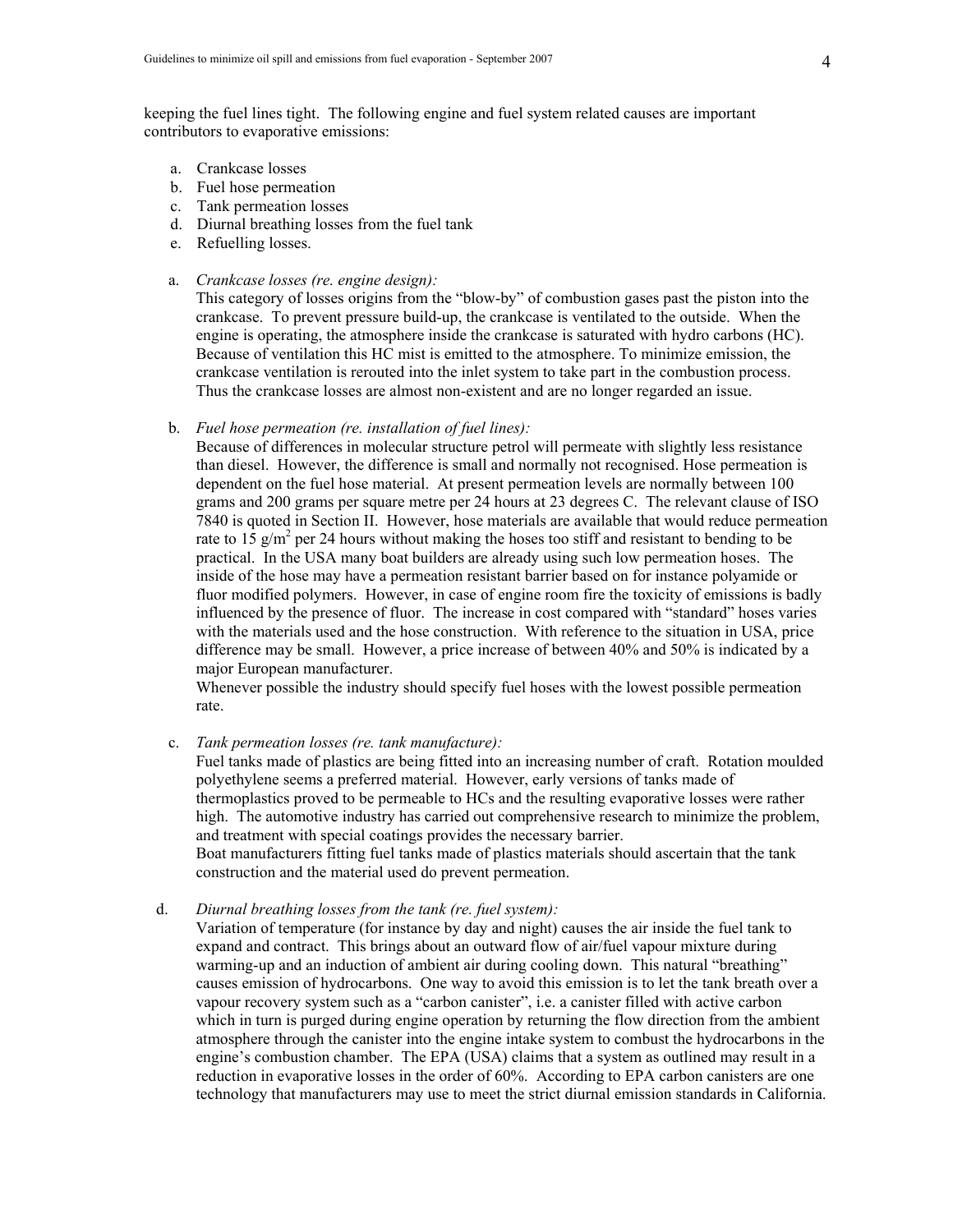keeping the fuel lines tight. The following engine and fuel system related causes are important contributors to evaporative emissions:

a. Crankcase losses
b. Fuel hose permeation
c. Tank permeation losses
d. Diurnal breathing losses from the fuel tank
e. Refuelling losses.

a. *Crankcase losses (re. engine design):*
   This category of losses origins from the "blow-by" of combustion gases past the piston into the crankcase. To prevent pressure build-up, the crankcase is ventilated to the outside. When the engine is operating, the atmosphere inside the crankcase is saturated with hydro carbons (HC). Because of ventilation this HC mist is emitted to the atmosphere. To minimize emission, the crankcase ventilation is rerouted into the inlet system to take part in the combustion process. Thus the crankcase losses are almost non-existent and are no longer regarded an issue.

b. *Fuel hose permeation (re. installation of fuel lines):*
   Because of differences in molecular structure petrol will permeate with slightly less resistance than diesel. However, the difference is small and normally not recognised. Hose permeation is dependent on the fuel hose material. At present permeation levels are normally between 100 grams and 200 grams per square metre per 24 hours at 23 degrees C. The relevant clause of ISO 7840 is quoted in Section II. However, hose materials are available that would reduce permeation rate to 15 $g/m^2$ per 24 hours without making the hoses too stiff and resistant to bending to be practical. In the USA many boat builders are already using such low permeation hoses. The inside of the hose may have a permeation resistant barrier based on for instance polyamide or fluor modified polymers. However, in case of engine room fire the toxicity of emissions is badly influenced by the presence of fluor. The increase in cost compared with "standard" hoses varies with the materials used and the hose construction. With reference to the situation in USA, price difference may be small. However, a price increase of between 40% and 50% is indicated by a major European manufacturer.
   Whenever possible the industry should specify fuel hoses with the lowest possible permeation rate.

c. *Tank permeation losses (re. tank manufacture):*
   Fuel tanks made of plastics are being fitted into an increasing number of craft. Rotation moulded polyethylene seems a preferred material. However, early versions of tanks made of thermoplastics proved to be permeable to HCs and the resulting evaporative losses were rather high. The automotive industry has carried out comprehensive research to minimize the problem, and treatment with special coatings provides the necessary barrier.
   Boat manufacturers fitting fuel tanks made of plastics materials should ascertain that the tank construction and the material used do prevent permeation.

d. *Diurnal breathing losses from the tank (re. fuel system):*
   Variation of temperature (for instance by day and night) causes the air inside the fuel tank to expand and contract. This brings about an outward flow of air/fuel vapour mixture during warming-up and an induction of ambient air during cooling down. This natural "breathing" causes emission of hydrocarbons. One way to avoid this emission is to let the tank breath over a vapour recovery system such as a "carbon canister", i.e. a canister filled with active carbon which in turn is purged during engine operation by returning the flow direction from the ambient atmosphere through the canister into the engine intake system to combust the hydrocarbons in the engine's combustion chamber. The EPA (USA) claims that a system as outlined may result in a reduction in evaporative losses in the order of 60%. According to EPA carbon canisters are one technology that manufacturers may use to meet the strict diurnal emission standards in California.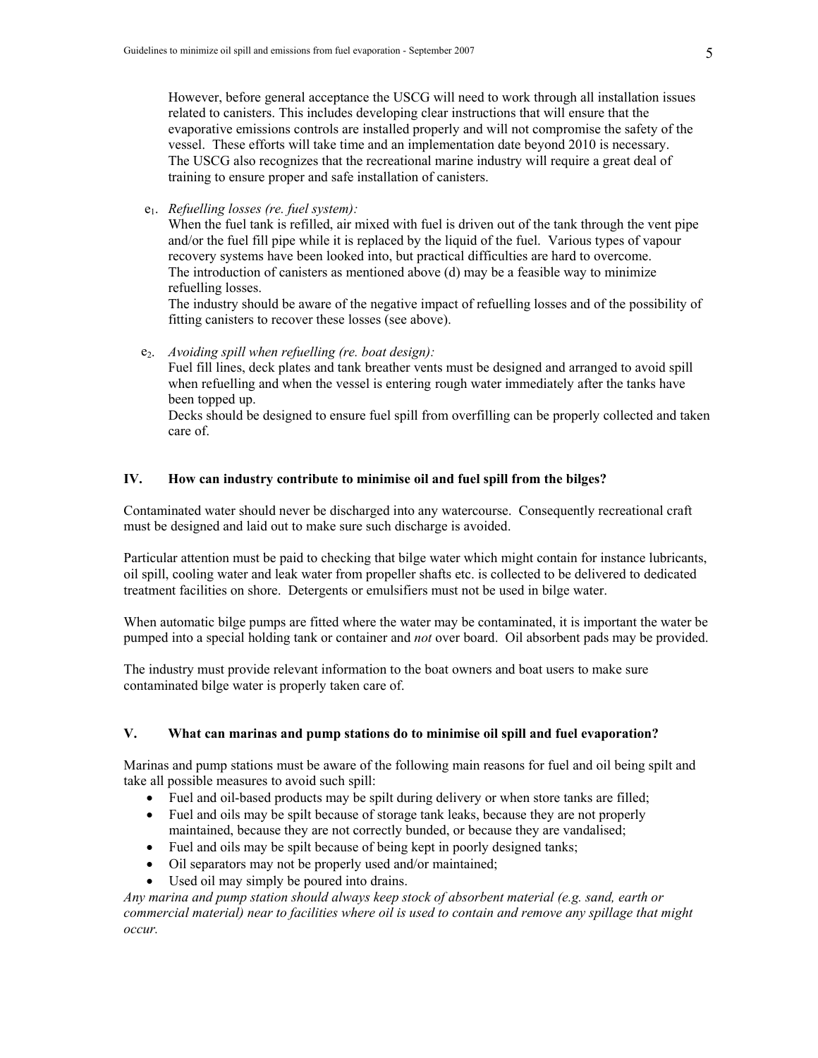However, before general acceptance the USCG will need to work through all installation issues related to canisters. This includes developing clear instructions that will ensure that the evaporative emissions controls are installed properly and will not compromise the safety of the vessel. These efforts will take time and an implementation date beyond 2010 is necessary. The USCG also recognizes that the recreational marine industry will require a great deal of training to ensure proper and safe installation of canisters.

$e_1$. *Refuelling losses (re. fuel system):*
When the fuel tank is refilled, air mixed with fuel is driven out of the tank through the vent pipe and/or the fuel fill pipe while it is replaced by the liquid of the fuel. Various types of vapour recovery systems have been looked into, but practical difficulties are hard to overcome.
The introduction of canisters as mentioned above (d) may be a feasible way to minimize refuelling losses.
The industry should be aware of the negative impact of refuelling losses and of the possibility of fitting canisters to recover these losses (see above).

$e_2$. *Avoiding spill when refuelling (re. boat design):*
Fuel fill lines, deck plates and tank breather vents must be designed and arranged to avoid spill when refuelling and when the vessel is entering rough water immediately after the tanks have been topped up.
Decks should be designed to ensure fuel spill from overfilling can be properly collected and taken care of.

## IV. How can industry contribute to minimise oil and fuel spill from the bilges?

Contaminated water should never be discharged into any watercourse. Consequently recreational craft must be designed and laid out to make sure such discharge is avoided.

Particular attention must be paid to checking that bilge water which might contain for instance lubricants, oil spill, cooling water and leak water from propeller shafts etc. is collected to be delivered to dedicated treatment facilities on shore. Detergents or emulsifiers must not be used in bilge water.

When automatic bilge pumps are fitted where the water may be contaminated, it is important the water be pumped into a special holding tank or container and *not* over board. Oil absorbent pads may be provided.

The industry must provide relevant information to the boat owners and boat users to make sure contaminated bilge water is properly taken care of.

## V. What can marinas and pump stations do to minimise oil spill and fuel evaporation?

Marinas and pump stations must be aware of the following main reasons for fuel and oil being spilt and take all possible measures to avoid such spill:

- Fuel and oil-based products may be spilt during delivery or when store tanks are filled;
- Fuel and oils may be spilt because of storage tank leaks, because they are not properly maintained, because they are not correctly bunded, or because they are vandalised;
- Fuel and oils may be spilt because of being kept in poorly designed tanks;
- Oil separators may not be properly used and/or maintained;
- Used oil may simply be poured into drains.

*Any marina and pump station should always keep stock of absorbent material (e.g. sand, earth or commercial material) near to facilities where oil is used to contain and remove any spillage that might occur.*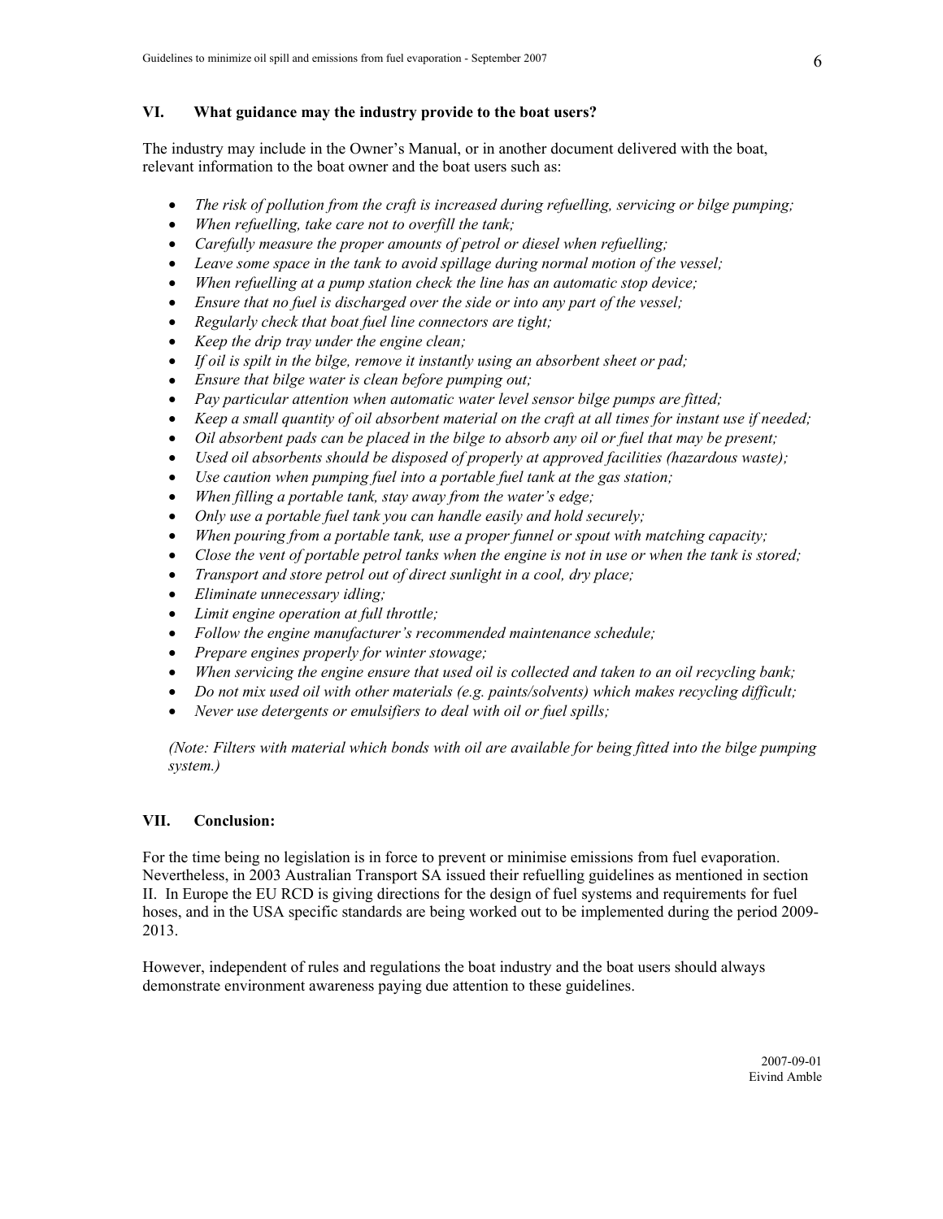## VI. What guidance may the industry provide to the boat users?

The industry may include in the Owner's Manual, or in another document delivered with the boat, relevant information to the boat owner and the boat users such as:

- *The risk of pollution from the craft is increased during refuelling, servicing or bilge pumping;*
- *When refuelling, take care not to overfill the tank;*
- *Carefully measure the proper amounts of petrol or diesel when refuelling;*
- *Leave some space in the tank to avoid spillage during normal motion of the vessel;*
- *When refuelling at a pump station check the line has an automatic stop device;*
- *Ensure that no fuel is discharged over the side or into any part of the vessel;*
- *Regularly check that boat fuel line connectors are tight;*
- *Keep the drip tray under the engine clean;*
- *If oil is spilt in the bilge, remove it instantly using an absorbent sheet or pad;*
- *Ensure that bilge water is clean before pumping out;*
- *Pay particular attention when automatic water level sensor bilge pumps are fitted;*
- *Keep a small quantity of oil absorbent material on the craft at all times for instant use if needed;*
- *Oil absorbent pads can be placed in the bilge to absorb any oil or fuel that may be present;*
- *Used oil absorbents should be disposed of properly at approved facilities (hazardous waste);*
- *Use caution when pumping fuel into a portable fuel tank at the gas station;*
- *When filling a portable tank, stay away from the water's edge;*
- *Only use a portable fuel tank you can handle easily and hold securely;*
- *When pouring from a portable tank, use a proper funnel or spout with matching capacity;*
- *Close the vent of portable petrol tanks when the engine is not in use or when the tank is stored;*
- *Transport and store petrol out of direct sunlight in a cool, dry place;*
- *Eliminate unnecessary idling;*
- *Limit engine operation at full throttle;*
- *Follow the engine manufacturer's recommended maintenance schedule;*
- *Prepare engines properly for winter stowage;*
- *When servicing the engine ensure that used oil is collected and taken to an oil recycling bank;*
- *Do not mix used oil with other materials (e.g. paints/solvents) which makes recycling difficult;*
- *Never use detergents or emulsifiers to deal with oil or fuel spills;*

*(Note: Filters with material which bonds with oil are available for being fitted into the bilge pumping system.)*

## VII. Conclusion:

For the time being no legislation is in force to prevent or minimise emissions from fuel evaporation. Nevertheless, in 2003 Australian Transport SA issued their refuelling guidelines as mentioned in section II. In Europe the EU RCD is giving directions for the design of fuel systems and requirements for fuel hoses, and in the USA specific standards are being worked out to be implemented during the period 2009-2013.

However, independent of rules and regulations the boat industry and the boat users should always demonstrate environment awareness paying due attention to these guidelines.

2007-09-01
Eivind Amble